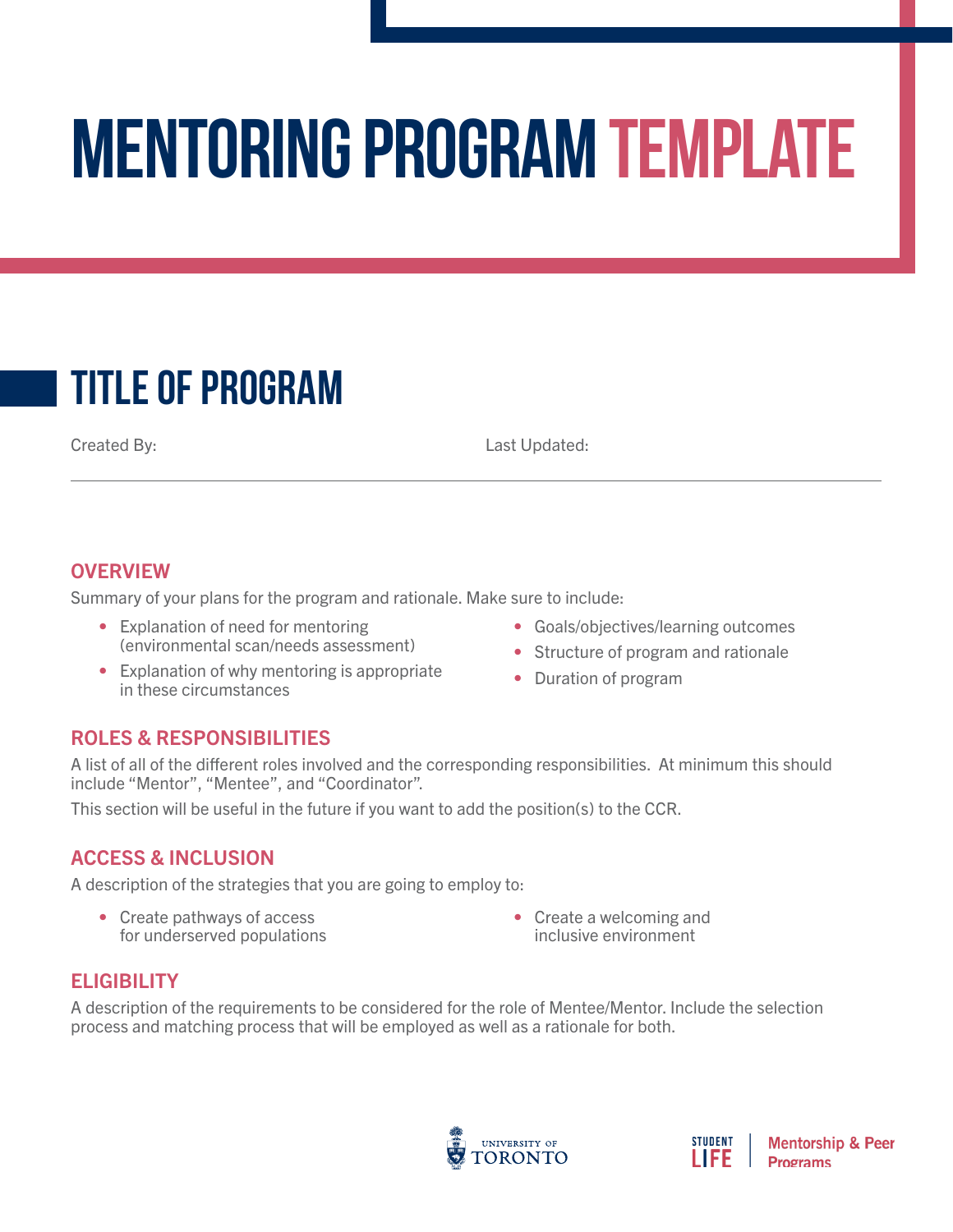# MENTORING PROGRAM TEMPLATE

## TITLE OF PROGRAM

Created By: Last Updated:

### OVERVIEW

Summary of your plans for the program and rationale. Make sure to include:

- Explanation of need for mentoring (environmental scan/needs assessment)
- Explanation of why mentoring is appropriate in these circumstances
- Goals/objectives/learning outcomes
- Structure of program and rationale
- Duration of program

### ROLES & RESPONSIBILITIES

A list of all of the different roles involved and the corresponding responsibilities. At minimum this should include “Mentor”, “Mentee”, and “Coordinator”.

This section will be useful in the future if you want to add the position(s) to the CCR.

### ACCESS & INCLUSION

A description of the strategies that you are going to employ to:

- Create pathways of access for underserved populations
- Create a welcoming and inclusive environment

### ELIGIBILITY

A description of the requirements to be considered for the role of Mentee/Mentor. Include the selection process and matching process that will be employed as well as a rationale for both.

UNIVERSITY OF TORONTO

STUDENT LIFE | Mentorship & Peer Programs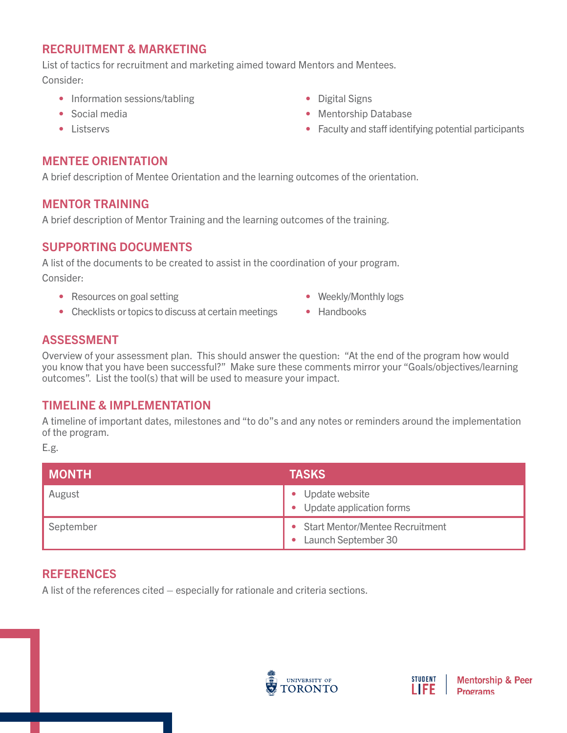## RECRUITMENT & MARKETING

List of tactics for recruitment and marketing aimed toward Mentors and Mentees.

Consider:

- Information sessions/tabling
- Social media
- Listservs
- Digital Signs
- Mentorship Database
- Faculty and staff identifying potential participants

## MENTEE ORIENTATION

A brief description of Mentee Orientation and the learning outcomes of the orientation.

## MENTOR TRAINING

A brief description of Mentor Training and the learning outcomes of the training.

## SUPPORTING DOCUMENTS

A list of the documents to be created to assist in the coordination of your program.

Consider:

- Resources on goal setting
- Checklists or topics to discuss at certain meetings
- Weekly/Monthly logs
- Handbooks

## ASSESSMENT

Overview of your assessment plan. This should answer the question: "At the end of the program how would you know that you have been successful?" Make sure these comments mirror your "Goals/objectives/learning outcomes". List the tool(s) that will be used to measure your impact.

## TIMELINE & IMPLEMENTATION

A timeline of important dates, milestones and "to do"s and any notes or reminders around the implementation of the program.

E.g.

| MONTH | TASKS |
|---|---|
| August | • Update website<br>• Update application forms |
| September | • Start Mentor/Mentee Recruitment<br>• Launch September 30 |

## REFERENCES

A list of the references cited – especially for rationale and criteria sections.